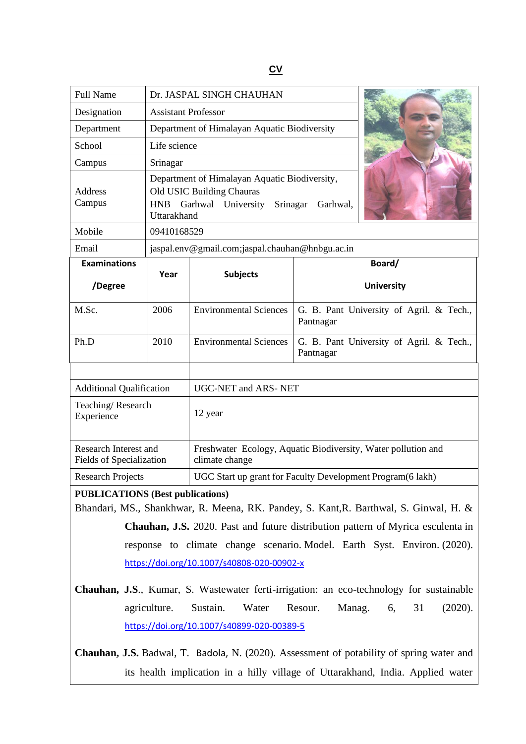# CV

| | |
|---|---|
| Full Name | Dr. JASPAL SINGH CHAUHAN |
| Designation | Assistant Professor |
| Department | Department of Himalayan Aquatic Biodiversity |
| School | Life science |
| Campus | Srinagar |
| Address Campus | Department of Himalayan Aquatic Biodiversity, Old USIC Building Chauras HNB Garhwal University Srinagar Garhwal, Uttarakhand |
| Mobile | 09410168529 |
| Email | jaspal.env@gmail.com;jaspal.chauhan@hnbgu.ac.in |

| **Examinations /Degree** | **Year** | **Subjects** | **Board/ University** |
|---|---|---|---|
| M.Sc. | 2006 | Environmental Sciences | G. B. Pant University of Agril. & Tech., Pantnagar |
| Ph.D | 2010 | Environmental Sciences | G. B. Pant University of Agril. & Tech., Pantnagar |

| | |
|---|---|
| Additional Qualification | UGC-NET and ARS- NET |
| Teaching/ Research Experience | 12 year |
| Research Interest and Fields of Specialization | Freshwater Ecology, Aquatic Biodiversity, Water pollution and climate change |
| Research Projects | UGC Start up grant for Faculty Development Program(6 lakh) |

**PUBLICATIONS (Best publications)**

Bhandari, MS., Shankhwar, R. Meena, RK. Pandey, S. Kant,R. Barthwal, S. Ginwal, H. & **Chauhan, J.S.** 2020. Past and future distribution pattern of Myrica esculenta in response to climate change scenario. Model. Earth Syst. Environ. (2020). https://doi.org/10.1007/s40808-020-00902-x

**Chauhan, J.S.**, Kumar, S. Wastewater ferti-irrigation: an eco-technology for sustainable agriculture. Sustain. Water Resour. Manag. 6, 31 (2020). https://doi.org/10.1007/s40899-020-00389-5

**Chauhan, J.S.** Badwal, T. Badola, N. (2020). Assessment of potability of spring water and its health implication in a hilly village of Uttarakhand, India. Applied water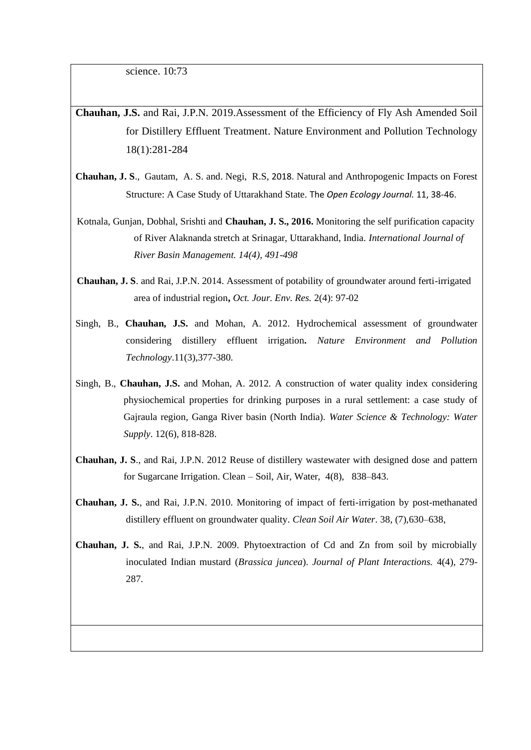science. 10:73

**Chauhan, J.S.** and Rai, J.P.N. 2019.Assessment of the Efficiency of Fly Ash Amended Soil for Distillery Effluent Treatment. Nature Environment and Pollution Technology 18(1):281-284

**Chauhan, J. S**., Gautam, A. S. and. Negi, R.S, 2018. Natural and Anthropogenic Impacts on Forest Structure: A Case Study of Uttarakhand State. The *Open Ecology Journal.* 11, 38-46.

Kotnala, Gunjan, Dobhal, Srishti and **Chauhan, J. S., 2016.** Monitoring the self purification capacity of River Alaknanda stretch at Srinagar, Uttarakhand, India. *International Journal of River Basin Management. 14(4), 491-498*

**Chauhan, J. S**. and Rai, J.P.N. 2014. Assessment of potability of groundwater around ferti-irrigated area of industrial region**,** *Oct. Jour. Env. Res.* 2(4): 97-02

Singh, B., **Chauhan, J.S.** and Mohan, A. 2012. Hydrochemical assessment of groundwater considering distillery effluent irrigation**.** *Nature Environment and Pollution Technology*.11(3),377-380.

Singh, B., **Chauhan, J.S.** and Mohan, A. 2012. A construction of water quality index considering physiochemical properties for drinking purposes in a rural settlement: a case study of Gajraula region, Ganga River basin (North India). *Water Science & Technology: Water Supply*. 12(6), 818-828.

**Chauhan, J. S**., and Rai, J.P.N. 2012 Reuse of distillery wastewater with designed dose and pattern for Sugarcane Irrigation. Clean – Soil, Air, Water, 4(8), 838–843.

**Chauhan, J. S.**, and Rai, J.P.N. 2010. Monitoring of impact of ferti-irrigation by post-methanated distillery effluent on groundwater quality. *Clean Soil Air Water*. 38, (7),630–638,

**Chauhan, J. S.**, and Rai, J.P.N. 2009. Phytoextraction of Cd and Zn from soil by microbially inoculated Indian mustard (*Brassica juncea*). *Journal of Plant Interactions.* 4(4), 279-287.